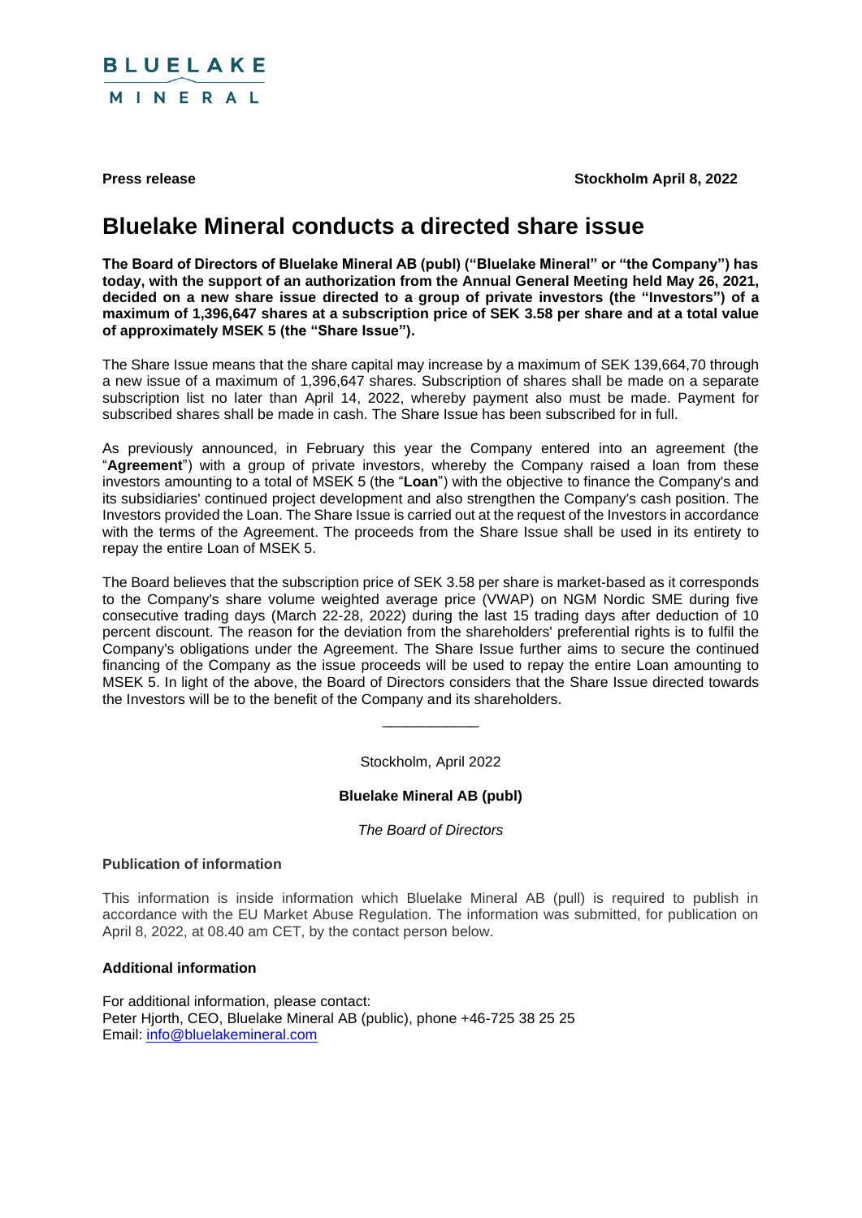BLUELAKE MINERAL

**Press release** **Stockholm April 8, 2022**

# Bluelake Mineral conducts a directed share issue

**The Board of Directors of Bluelake Mineral AB (publ) ("Bluelake Mineral" or "the Company") has today, with the support of an authorization from the Annual General Meeting held May 26, 2021, decided on a new share issue directed to a group of private investors (the "Investors") of a maximum of 1,396,647 shares at a subscription price of SEK 3.58 per share and at a total value of approximately MSEK 5 (the "Share Issue").**

The Share Issue means that the share capital may increase by a maximum of SEK 139,664,70 through a new issue of a maximum of 1,396,647 shares. Subscription of shares shall be made on a separate subscription list no later than April 14, 2022, whereby payment also must be made. Payment for subscribed shares shall be made in cash. The Share Issue has been subscribed for in full.

As previously announced, in February this year the Company entered into an agreement (the "**Agreement**") with a group of private investors, whereby the Company raised a loan from these investors amounting to a total of MSEK 5 (the "**Loan**") with the objective to finance the Company's and its subsidiaries' continued project development and also strengthen the Company's cash position. The Investors provided the Loan. The Share Issue is carried out at the request of the Investors in accordance with the terms of the Agreement. The proceeds from the Share Issue shall be used in its entirety to repay the entire Loan of MSEK 5.

The Board believes that the subscription price of SEK 3.58 per share is market-based as it corresponds to the Company's share volume weighted average price (VWAP) on NGM Nordic SME during five consecutive trading days (March 22-28, 2022) during the last 15 trading days after deduction of 10 percent discount. The reason for the deviation from the shareholders' preferential rights is to fulfil the Company's obligations under the Agreement. The Share Issue further aims to secure the continued financing of the Company as the issue proceeds will be used to repay the entire Loan amounting to MSEK 5. In light of the above, the Board of Directors considers that the Share Issue directed towards the Investors will be to the benefit of the Company and its shareholders.

\_\_\_\_\_\_\_\_\_\_\_\_

Stockholm, April 2022

**Bluelake Mineral AB (publ)**

*The Board of Directors*

**Publication of information**

This information is inside information which Bluelake Mineral AB (pull) is required to publish in accordance with the EU Market Abuse Regulation. The information was submitted, for publication on April 8, 2022, at 08.40 am CET, by the contact person below.

**Additional information**

For additional information, please contact:
Peter Hjorth, CEO, Bluelake Mineral AB (public), phone +46-725 38 25 25
Email: info@bluelakemineral.com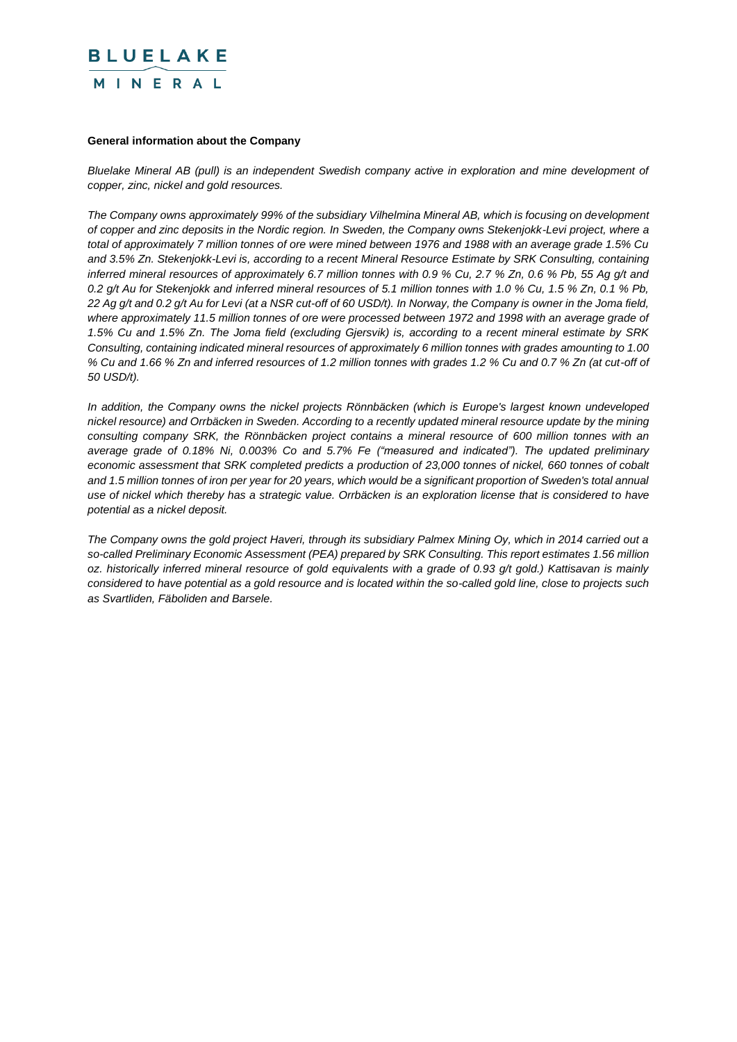**General information about the Company**

*Bluelake Mineral AB (pull) is an independent Swedish company active in exploration and mine development of copper, zinc, nickel and gold resources.*

*The Company owns approximately 99% of the subsidiary Vilhelmina Mineral AB, which is focusing on development of copper and zinc deposits in the Nordic region. In Sweden, the Company owns Stekenjokk-Levi project, where a total of approximately 7 million tonnes of ore were mined between 1976 and 1988 with an average grade 1.5% Cu and 3.5% Zn. Stekenjokk-Levi is, according to a recent Mineral Resource Estimate by SRK Consulting, containing inferred mineral resources of approximately 6.7 million tonnes with 0.9 % Cu, 2.7 % Zn, 0.6 % Pb, 55 Ag g/t and 0.2 g/t Au for Stekenjokk and inferred mineral resources of 5.1 million tonnes with 1.0 % Cu, 1.5 % Zn, 0.1 % Pb, 22 Ag g/t and 0.2 g/t Au for Levi (at a NSR cut-off of 60 USD/t). In Norway, the Company is owner in the Joma field, where approximately 11.5 million tonnes of ore were processed between 1972 and 1998 with an average grade of 1.5% Cu and 1.5% Zn. The Joma field (excluding Gjersvik) is, according to a recent mineral estimate by SRK Consulting, containing indicated mineral resources of approximately 6 million tonnes with grades amounting to 1.00 % Cu and 1.66 % Zn and inferred resources of 1.2 million tonnes with grades 1.2 % Cu and 0.7 % Zn (at cut-off of 50 USD/t).*

*In addition, the Company owns the nickel projects Rönnbäcken (which is Europe's largest known undeveloped nickel resource) and Orrbäcken in Sweden. According to a recently updated mineral resource update by the mining consulting company SRK, the Rönnbäcken project contains a mineral resource of 600 million tonnes with an average grade of 0.18% Ni, 0.003% Co and 5.7% Fe ("measured and indicated"). The updated preliminary economic assessment that SRK completed predicts a production of 23,000 tonnes of nickel, 660 tonnes of cobalt and 1.5 million tonnes of iron per year for 20 years, which would be a significant proportion of Sweden's total annual use of nickel which thereby has a strategic value. Orrbäcken is an exploration license that is considered to have potential as a nickel deposit.*

*The Company owns the gold project Haveri, through its subsidiary Palmex Mining Oy, which in 2014 carried out a so-called Preliminary Economic Assessment (PEA) prepared by SRK Consulting. This report estimates 1.56 million oz. historically inferred mineral resource of gold equivalents with a grade of 0.93 g/t gold.) Kattisavan is mainly considered to have potential as a gold resource and is located within the so-called gold line, close to projects such as Svartliden, Fäboliden and Barsele.*